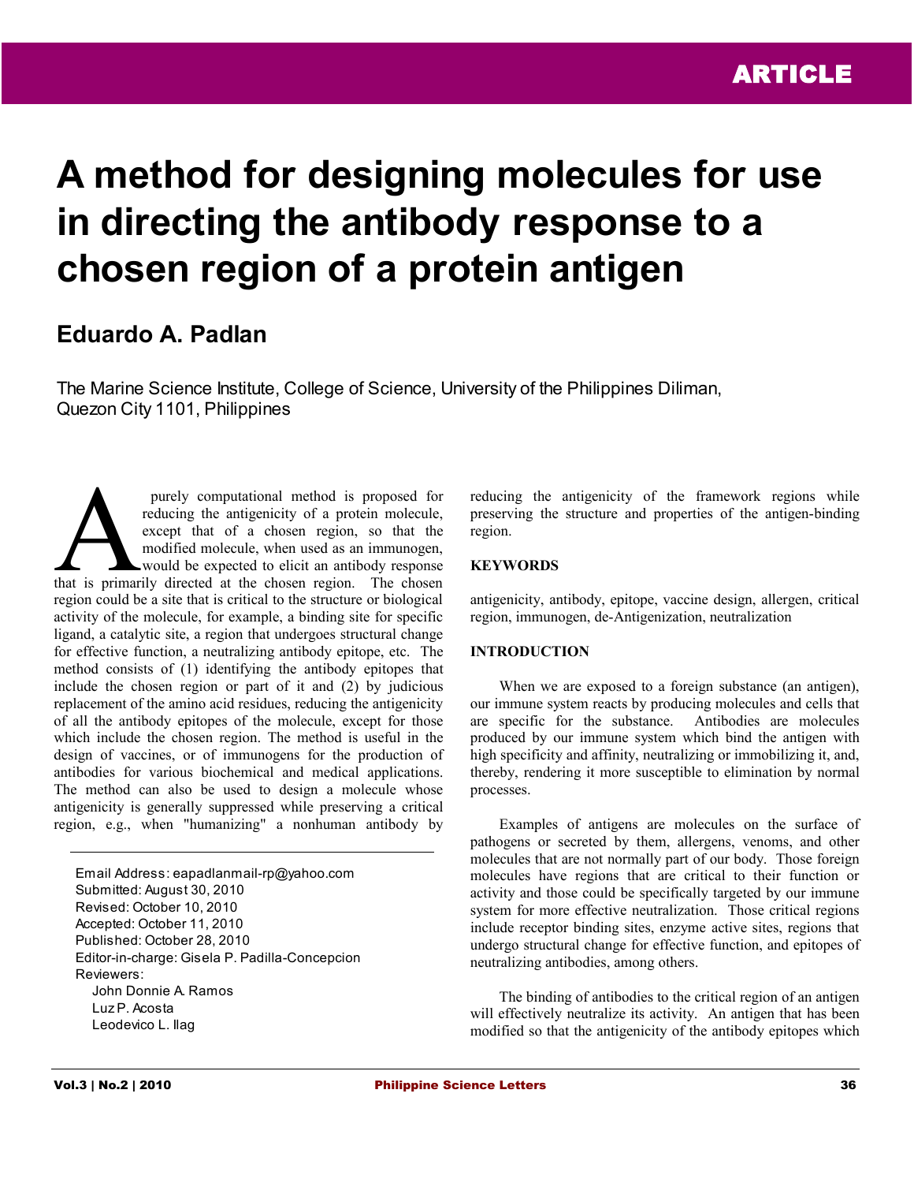ARTICLE

# A method for designing molecules for use in directing the antibody response to a chosen region of a protein antigen

## Eduardo A. Padlan

The Marine Science Institute, College of Science, University of the Philippines Diliman, Quezon City 1101, Philippines

A purely computational method is proposed for reducing the antigenicity of a protein molecule, except that of a chosen region, so that the modified molecule, when used as an immunogen, would be expected to elicit an antibody response that is primarily directed at the chosen region. The chosen region could be a site that is critical to the structure or biological activity of the molecule, for example, a binding site for specific ligand, a catalytic site, a region that undergoes structural change for effective function, a neutralizing antibody epitope, etc. The method consists of (1) identifying the antibody epitopes that include the chosen region or part of it and (2) by judicious replacement of the amino acid residues, reducing the antigenicity of all the antibody epitopes of the molecule, except for those which include the chosen region. The method is useful in the design of vaccines, or of immunogens for the production of antibodies for various biochemical and medical applications. The method can also be used to design a molecule whose antigenicity is generally suppressed while preserving a critical region, e.g., when "humanizing" a nonhuman antibody by reducing the antigenicity of the framework regions while preserving the structure and properties of the antigen-binding region.

Email Address: eapadlanmail-rp@yahoo.com
Submitted: August 30, 2010
Revised: October 10, 2010
Accepted: October 11, 2010
Published: October 28, 2010
Editor-in-charge: Gisela P. Padilla-Concepcion
Reviewers:
John Donnie A. Ramos
Luz P. Acosta
Leodevico L. Ilag

### KEYWORDS

antigenicity, antibody, epitope, vaccine design, allergen, critical region, immunogen, de-Antigenization, neutralization

### INTRODUCTION

When we are exposed to a foreign substance (an antigen), our immune system reacts by producing molecules and cells that are specific for the substance. Antibodies are molecules produced by our immune system which bind the antigen with high specificity and affinity, neutralizing or immobilizing it, and, thereby, rendering it more susceptible to elimination by normal processes.

Examples of antigens are molecules on the surface of pathogens or secreted by them, allergens, venoms, and other molecules that are not normally part of our body. Those foreign molecules have regions that are critical to their function or activity and those could be specifically targeted by our immune system for more effective neutralization. Those critical regions include receptor binding sites, enzyme active sites, regions that undergo structural change for effective function, and epitopes of neutralizing antibodies, among others.

The binding of antibodies to the critical region of an antigen will effectively neutralize its activity. An antigen that has been modified so that the antigenicity of the antibody epitopes which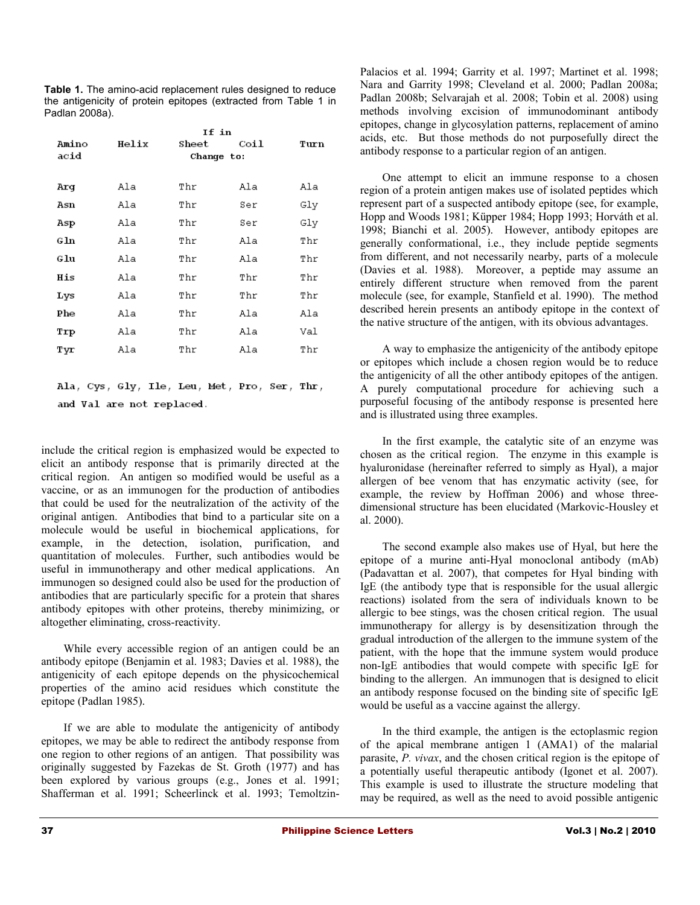**Table 1.** The amino-acid replacement rules designed to reduce the antigenicity of protein epitopes (extracted from Table 1 in Padlan 2008a).

| Amino acid | If in Helix | If in Sheet | If in Coil | If in Turn |
|---|---|---|---|---|
| | Change to: | | | |
| Arg | Ala | Thr | Ala | Ala |
| Asn | Ala | Thr | Ser | Gly |
| Asp | Ala | Thr | Ser | Gly |
| Gln | Ala | Thr | Ala | Thr |
| Glu | Ala | Thr | Ala | Thr |
| His | Ala | Thr | Thr | Thr |
| Lys | Ala | Thr | Thr | Thr |
| Phe | Ala | Thr | Ala | Ala |
| Trp | Ala | Thr | Ala | Val |
| Tyr | Ala | Thr | Ala | Thr |

Ala, Cys, Gly, Ile, Leu, Met, Pro, Ser, Thr, and Val are not replaced.

include the critical region is emphasized would be expected to elicit an antibody response that is primarily directed at the critical region. An antigen so modified would be useful as a vaccine, or as an immunogen for the production of antibodies that could be used for the neutralization of the activity of the original antigen. Antibodies that bind to a particular site on a molecule would be useful in biochemical applications, for example, in the detection, isolation, purification, and quantitation of molecules. Further, such antibodies would be useful in immunotherapy and other medical applications. An immunogen so designed could also be used for the production of antibodies that are particularly specific for a protein that shares antibody epitopes with other proteins, thereby minimizing, or altogether eliminating, cross-reactivity.

While every accessible region of an antigen could be an antibody epitope (Benjamin et al. 1983; Davies et al. 1988), the antigenicity of each epitope depends on the physicochemical properties of the amino acid residues which constitute the epitope (Padlan 1985).

If we are able to modulate the antigenicity of antibody epitopes, we may be able to redirect the antibody response from one region to other regions of an antigen. That possibility was originally suggested by Fazekas de St. Groth (1977) and has been explored by various groups (e.g., Jones et al. 1991; Shafferman et al. 1991; Scheerlinck et al. 1993; Temoltzin-Palacios et al. 1994; Garrity et al. 1997; Martinet et al. 1998; Nara and Garrity 1998; Cleveland et al. 2000; Padlan 2008a; Padlan 2008b; Selvarajah et al. 2008; Tobin et al. 2008) using methods involving excision of immunodominant antibody epitopes, change in glycosylation patterns, replacement of amino acids, etc. But those methods do not purposefully direct the antibody response to a particular region of an antigen.

One attempt to elicit an immune response to a chosen region of a protein antigen makes use of isolated peptides which represent part of a suspected antibody epitope (see, for example, Hopp and Woods 1981; Küpper 1984; Hopp 1993; Horváth et al. 1998; Bianchi et al. 2005). However, antibody epitopes are generally conformational, i.e., they include peptide segments from different, and not necessarily nearby, parts of a molecule (Davies et al. 1988). Moreover, a peptide may assume an entirely different structure when removed from the parent molecule (see, for example, Stanfield et al. 1990). The method described herein presents an antibody epitope in the context of the native structure of the antigen, with its obvious advantages.

A way to emphasize the antigenicity of the antibody epitope or epitopes which include a chosen region would be to reduce the antigenicity of all the other antibody epitopes of the antigen. A purely computational procedure for achieving such a purposeful focusing of the antibody response is presented here and is illustrated using three examples.

In the first example, the catalytic site of an enzyme was chosen as the critical region. The enzyme in this example is hyaluronidase (hereinafter referred to simply as Hyal), a major allergen of bee venom that has enzymatic activity (see, for example, the review by Hoffman 2006) and whose three-dimensional structure has been elucidated (Markovic-Housley et al. 2000).

The second example also makes use of Hyal, but here the epitope of a murine anti-Hyal monoclonal antibody (mAb) (Padavattan et al. 2007), that competes for Hyal binding with IgE (the antibody type that is responsible for the usual allergic reactions) isolated from the sera of individuals known to be allergic to bee stings, was the chosen critical region. The usual immunotherapy for allergy is by desensitization through the gradual introduction of the allergen to the immune system of the patient, with the hope that the immune system would produce non-IgE antibodies that would compete with specific IgE for binding to the allergen. An immunogen that is designed to elicit an antibody response focused on the binding site of specific IgE would be useful as a vaccine against the allergy.

In the third example, the antigen is the ectoplasmic region of the apical membrane antigen 1 (AMA1) of the malarial parasite, *P. vivax*, and the chosen critical region is the epitope of a potentially useful therapeutic antibody (Igonet et al. 2007). This example is used to illustrate the structure modeling that may be required, as well as the need to avoid possible antigenic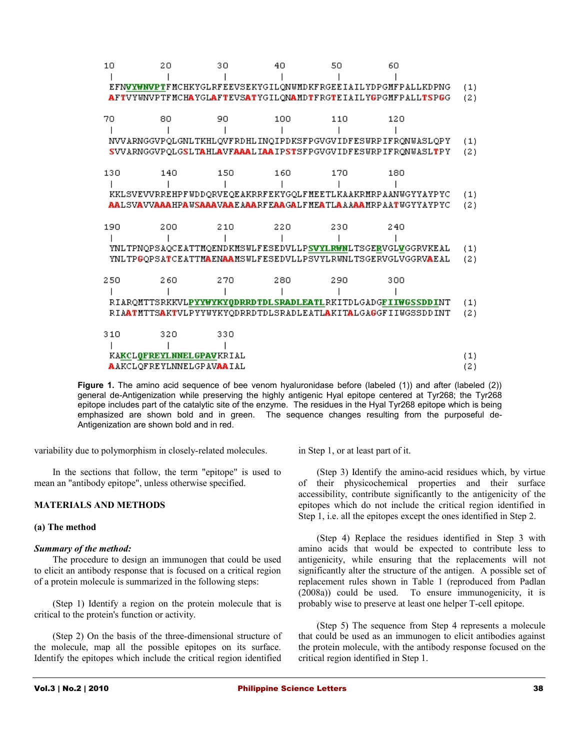```
10         20         30         40         50         60
|          |          |          |          |          |
EFNVYWNVPTFMCHKYGLRFEEVSEKYGILQNWMDKFRGEEIAILYDPGMFPALLKDPNG   (1)
AFTVYWNVPTFMCHAYGLAFTEVSATYGILQNAMDTFRGTEIAILYGPGMFPALLTSPGG   (2)

70         80         90         100        110        120
|          |          |          |          |          |
NVVARNGGVPQLGNLTKHLQVFRDHLINQIPDKSFPGVGVIDFESWRPIFRQNWASLQPY   (1)
SVVARNGGVPQLGSLTAHLAVFAAALIAAIPSTSFPGVGVIDFESWRPIFRQNWASLTPY   (2)

130        140        150        160        170        180
|          |          |          |          |          |
KKLSVEVVRREHPFWDDQRVEQEAKRRFEKYGQLFMEETLKAAKRMRPAANWGYYAYPYC   (1)
AALSVAVVAAAHPAWSAAAVAAEAAARFEAAGALFMEATLAAAAMRPAATWGYYAYPYC   (2)

190        200        210        220        230        240
|          |          |          |          |          |
YNLTPNQPSAQCEATTMQENDKMSWLFESEDVLLPSVYLRWNLTSGERVGLVGGRVKEAL   (1)
YNLTPGQPSATCEATTMAENAAMSWLFESEDVLLPSVYLRWNLTSGERVGLVGGRVAEAL   (2)

250        260        270        280        290        300
|          |          |          |          |          |
RIARQMTTSRKKVLPYYWYKYQDRRDTDLSRADLEATLRKITDLGADGFIIWGSSDDINT   (1)
RIAATMTTSAKTVLPYYWYKYQDRRDTDLSRADLEATLAKITALGAGGFIIWGSSDDINT   (2)

310        320        330
|          |          |
KAKCLQFREYLNNELGPAVKRIAL                                       (1)
AAKCLQFREYLNNELGPAVAAIAL                                       (2)
```

**Figure 1.** The amino acid sequence of bee venom hyaluronidase before (labeled (1)) and after (labeled (2)) general de-Antigenization while preserving the highly antigenic Hyal epitope centered at Tyr268; the Tyr268 epitope includes part of the catalytic site of the enzyme. The residues in the Hyal Tyr268 epitope which is being emphasized are shown bold and in green. The sequence changes resulting from the purposeful de-Antigenization are shown bold and in red.

variability due to polymorphism in closely-related molecules.

In the sections that follow, the term "epitope" is used to mean an "antibody epitope", unless otherwise specified.

## MATERIALS AND METHODS

### (a) The method

***Summary of the method:***

The procedure to design an immunogen that could be used to elicit an antibody response that is focused on a critical region of a protein molecule is summarized in the following steps:

(Step 1) Identify a region on the protein molecule that is critical to the protein's function or activity.

(Step 2) On the basis of the three-dimensional structure of the molecule, map all the possible epitopes on its surface. Identify the epitopes which include the critical region identified in Step 1, or at least part of it.

(Step 3) Identify the amino-acid residues which, by virtue of their physicochemical properties and their surface accessibility, contribute significantly to the antigenicity of the epitopes which do not include the critical region identified in Step 1, i.e. all the epitopes except the ones identified in Step 2.

(Step 4) Replace the residues identified in Step 3 with amino acids that would be expected to contribute less to antigenicity, while ensuring that the replacements will not significantly alter the structure of the antigen. A possible set of replacement rules shown in Table 1 (reproduced from Padlan (2008a)) could be used. To ensure immunogenicity, it is probably wise to preserve at least one helper T-cell epitope.

(Step 5) The sequence from Step 4 represents a molecule that could be used as an immunogen to elicit antibodies against the protein molecule, with the antibody response focused on the critical region identified in Step 1.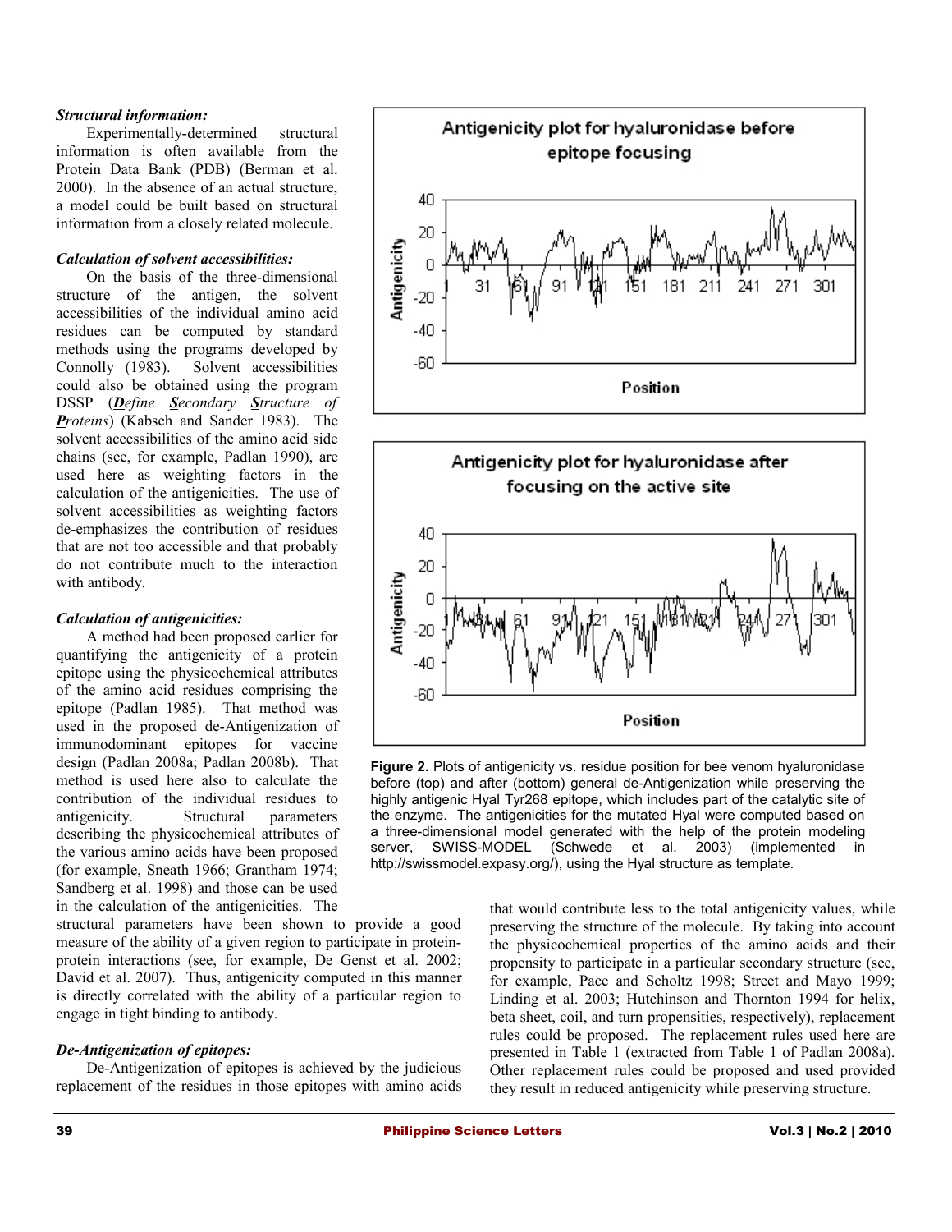***Structural information:***

Experimentally-determined structural information is often available from the Protein Data Bank (PDB) (Berman et al. 2000). In the absence of an actual structure, a model could be built based on structural information from a closely related molecule.

***Calculation of solvent accessibilities:***

On the basis of the three-dimensional structure of the antigen, the solvent accessibilities of the individual amino acid residues can be computed by standard methods using the programs developed by Connolly (1983). Solvent accessibilities could also be obtained using the program DSSP (***D**efine **S**econdary **S**tructure of **P**roteins*) (Kabsch and Sander 1983). The solvent accessibilities of the amino acid side chains (see, for example, Padlan 1990), are used here as weighting factors in the calculation of the antigenicities. The use of solvent accessibilities as weighting factors de-emphasizes the contribution of residues that are not too accessible and that probably do not contribute much to the interaction with antibody.

***Calculation of antigenicities:***

A method had been proposed earlier for quantifying the antigenicity of a protein epitope using the physicochemical attributes of the amino acid residues comprising the epitope (Padlan 1985). That method was used in the proposed de-Antigenization of immunodominant epitopes for vaccine design (Padlan 2008a; Padlan 2008b). That method is used here also to calculate the contribution of the individual residues to antigenicity. Structural parameters describing the physicochemical attributes of the various amino acids have been proposed (for example, Sneath 1966; Grantham 1974; Sandberg et al. 1998) and those can be used in the calculation of the antigenicities. The structural parameters have been shown to provide a good measure of the ability of a given region to participate in protein-protein interactions (see, for example, De Genst et al. 2002; David et al. 2007). Thus, antigenicity computed in this manner is directly correlated with the ability of a particular region to engage in tight binding to antibody.

***De-Antigenization of epitopes:***

De-Antigenization of epitopes is achieved by the judicious replacement of the residues in those epitopes with amino acids that would contribute less to the total antigenicity values, while preserving the structure of the molecule. By taking into account the physicochemical properties of the amino acids and their propensity to participate in a particular secondary structure (see, for example, Pace and Scholtz 1998; Street and Mayo 1999; Linding et al. 2003; Hutchinson and Thornton 1994 for helix, beta sheet, coil, and turn propensities, respectively), replacement rules could be proposed. The replacement rules used here are presented in Table 1 (extracted from Table 1 of Padlan 2008a). Other replacement rules could be proposed and used provided they result in reduced antigenicity while preserving structure.

**Figure 2.** Plots of antigenicity vs. residue position for bee venom hyaluronidase before (top) and after (bottom) general de-Antigenization while preserving the highly antigenic Hyal Tyr268 epitope, which includes part of the catalytic site of the enzyme. The antigenicities for the mutated Hyal were computed based on a three-dimensional model generated with the help of the protein modeling server, SWISS-MODEL (Schwede et al. 2003) (implemented in http://swissmodel.expasy.org/), using the Hyal structure as template.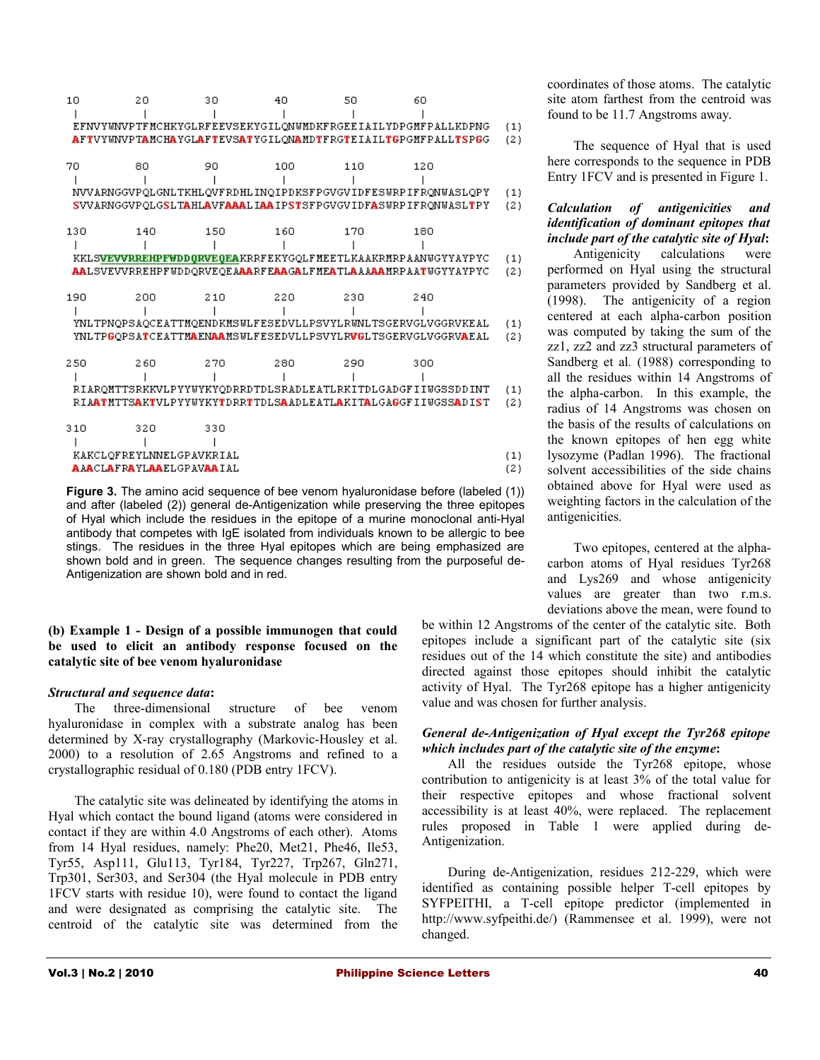```
10        20        30        40        50        60
|         |         |         |         |         |
EFNVYWNVPTFMCHKYGLRFEEVSEKYGILQNWMDKFRGEEIAILYDPGMFPALLKDPNG   (1)
AFTVYWNVPTAMCHAYGLAFTEVSATYGILQNAMDTFRGTEIAILTGPGMFPALLTSPGG   (2)

70        80        90        100       110       120
|         |         |         |         |         |
NVVARNGGVPQLGNLTKHLQVFRDHLINQIPDKSFPGVGVIDFESWRPIFRQNWASLQPY   (1)
SVVARNGGVPQLGSLTAHLAVFAAALIAAIPSTSFPGVGVIDFASWRPIFRQNWASLTPY   (2)

130       140       150       160       170       180
|         |         |         |         |         |
KKLSVEVVRREHPFWDDQRVEQEAKRRFEKYGQLFMEETLKAAKRMRPAANWGYYAYPYC   (1)
AALSVEVVRREHPFWDDQRVEQEAAARFEAAGALFMEATLAAAAMRPAATWGYYAYPYC   (2)

190       200       210       220       230       240
|         |         |         |         |         |
YNLTPNQPSAQCEATTMQENDKMSWLFESEDVLLPSVYLRWNLTSGERVGLVGGRVKEAL   (1)
YNLTPGQPSATCEATTMAENAAMSWLFESEDVLLPSVYLRVGLTSGERVGLVGGRVAEAL   (2)

250       260       270       280       290       300
|         |         |         |         |         |
RIARQMTTSRKKVLPYYWYKYQDRRDTDLSRADLEATLRKITDLGADGFIIWGSSDDINT   (1)
RIAATMTTSAKTVLPYYWYKYTDRRTTDLSAADLEATLAKITALGAGGFIIWGSSADIST   (2)

310       320       330
|         |         |
KAKCLQFREYLNNELGPAVKRIAL   (1)
AAACLAFRAYLAAELGPAVAAIAL   (2)
```

**Figure 3.** The amino acid sequence of bee venom hyaluronidase before (labeled (1)) and after (labeled (2)) general de-Antigenization while preserving the three epitopes of Hyal which include the residues in the epitope of a murine monoclonal anti-Hyal antibody that competes with IgE isolated from individuals known to be allergic to bee stings. The residues in the three Hyal epitopes which are being emphasized are shown bold and in green. The sequence changes resulting from the purposeful de-Antigenization are shown bold and in red.

**(b) Example 1 - Design of a possible immunogen that could be used to elicit an antibody response focused on the catalytic site of bee venom hyaluronidase**

***Structural and sequence data*:**

The three-dimensional structure of bee venom hyaluronidase in complex with a substrate analog has been determined by X-ray crystallography (Markovic-Housley et al. 2000) to a resolution of 2.65 Angstroms and refined to a crystallographic residual of 0.180 (PDB entry 1FCV).

The catalytic site was delineated by identifying the atoms in Hyal which contact the bound ligand (atoms were considered in contact if they are within 4.0 Angstroms of each other). Atoms from 14 Hyal residues, namely: Phe20, Met21, Phe46, Ile53, Tyr55, Asp111, Glu113, Tyr184, Tyr227, Trp267, Gln271, Trp301, Ser303, and Ser304 (the Hyal molecule in PDB entry 1FCV starts with residue 10), were found to contact the ligand and were designated as comprising the catalytic site. The centroid of the catalytic site was determined from the coordinates of those atoms. The catalytic site atom farthest from the centroid was found to be 11.7 Angstroms away.

The sequence of Hyal that is used here corresponds to the sequence in PDB Entry 1FCV and is presented in Figure 1.

***Calculation of antigenicities and identification of dominant epitopes that include part of the catalytic site of Hyal*:**

Antigenicity calculations were performed on Hyal using the structural parameters provided by Sandberg et al. (1998). The antigenicity of a region centered at each alpha-carbon position was computed by taking the sum of the zz1, zz2 and zz3 structural parameters of Sandberg et al. (1988) corresponding to all the residues within 14 Angstroms of the alpha-carbon. In this example, the radius of 14 Angstroms was chosen on the basis of the results of calculations on the known epitopes of hen egg white lysozyme (Padlan 1996). The fractional solvent accessibilities of the side chains obtained above for Hyal were used as weighting factors in the calculation of the antigenicities.

Two epitopes, centered at the alpha-carbon atoms of Hyal residues Tyr268 and Lys269 and whose antigenicity values are greater than two r.m.s. deviations above the mean, were found to be within 12 Angstroms of the center of the catalytic site. Both epitopes include a significant part of the catalytic site (six residues out of the 14 which constitute the site) and antibodies directed against those epitopes should inhibit the catalytic activity of Hyal. The Tyr268 epitope has a higher antigenicity value and was chosen for further analysis.

***General de-Antigenization of Hyal except the Tyr268 epitope which includes part of the catalytic site of the enzyme*:**

All the residues outside the Tyr268 epitope, whose contribution to antigenicity is at least 3% of the total value for their respective epitopes and whose fractional solvent accessibility is at least 40%, were replaced. The replacement rules proposed in Table 1 were applied during de-Antigenization.

During de-Antigenization, residues 212-229, which were identified as containing possible helper T-cell epitopes by SYFPEITHI, a T-cell epitope predictor (implemented in http://www.syfpeithi.de/) (Rammensee et al. 1999), were not changed.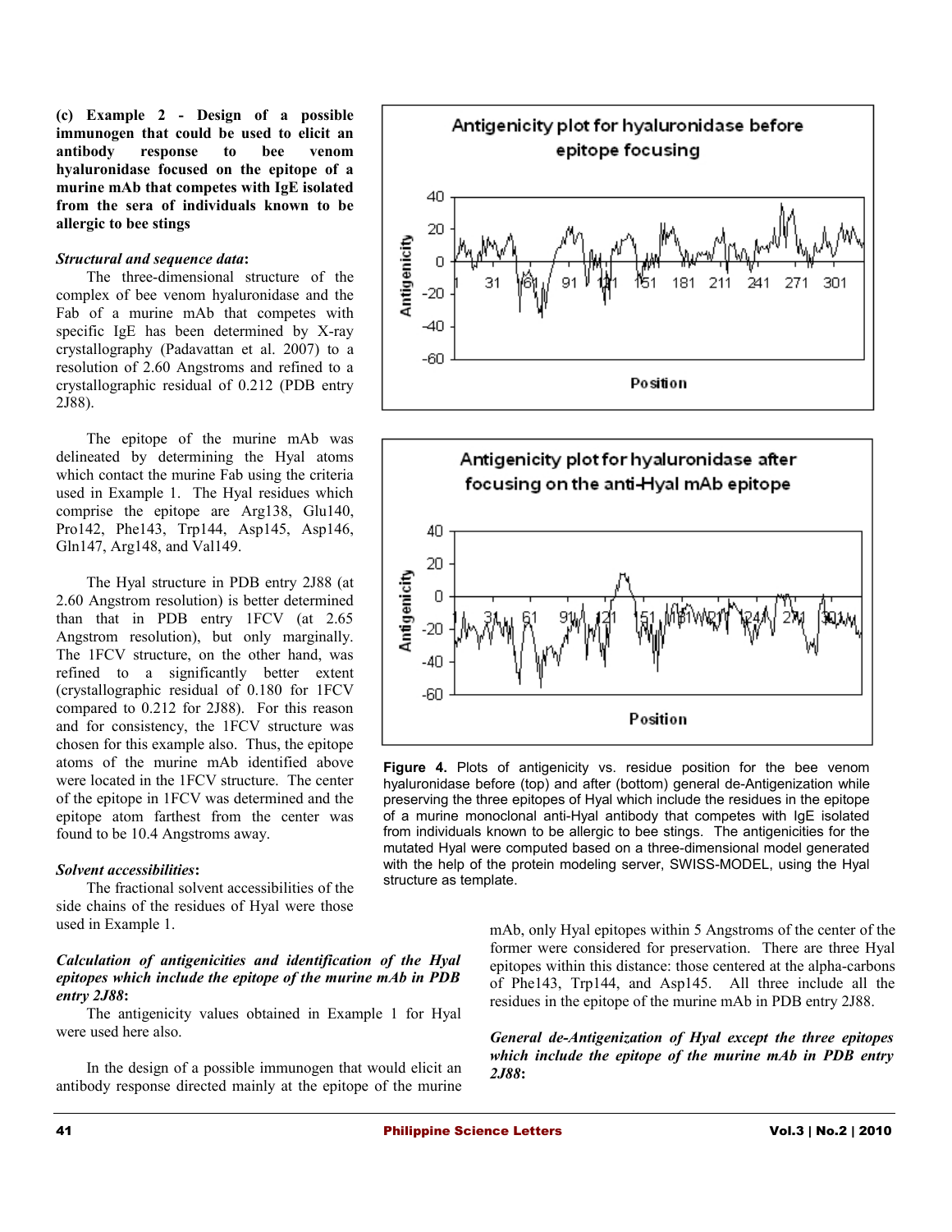**(c) Example 2 - Design of a possible immunogen that could be used to elicit an antibody response to bee venom hyaluronidase focused on the epitope of a murine mAb that competes with IgE isolated from the sera of individuals known to be allergic to bee stings**

***Structural and sequence data*:**

The three-dimensional structure of the complex of bee venom hyaluronidase and the Fab of a murine mAb that competes with specific IgE has been determined by X-ray crystallography (Padavattan et al. 2007) to a resolution of 2.60 Angstroms and refined to a crystallographic residual of 0.212 (PDB entry 2J88).

The epitope of the murine mAb was delineated by determining the Hyal atoms which contact the murine Fab using the criteria used in Example 1. The Hyal residues which comprise the epitope are Arg138, Glu140, Pro142, Phe143, Trp144, Asp145, Asp146, Gln147, Arg148, and Val149.

The Hyal structure in PDB entry 2J88 (at 2.60 Angstrom resolution) is better determined than that in PDB entry 1FCV (at 2.65 Angstrom resolution), but only marginally. The 1FCV structure, on the other hand, was refined to a significantly better extent (crystallographic residual of 0.180 for 1FCV compared to 0.212 for 2J88). For this reason and for consistency, the 1FCV structure was chosen for this example also. Thus, the epitope atoms of the murine mAb identified above were located in the 1FCV structure. The center of the epitope in 1FCV was determined and the epitope atom farthest from the center was found to be 10.4 Angstroms away.

***Solvent accessibilities*:**

The fractional solvent accessibilities of the side chains of the residues of Hyal were those used in Example 1.

***Calculation of antigenicities and identification of the Hyal epitopes which include the epitope of the murine mAb in PDB entry 2J88*:**

The antigenicity values obtained in Example 1 for Hyal were used here also.

In the design of a possible immunogen that would elicit an antibody response directed mainly at the epitope of the murine mAb, only Hyal epitopes within 5 Angstroms of the center of the former were considered for preservation. There are three Hyal epitopes within this distance: those centered at the alpha-carbons of Phe143, Trp144, and Asp145. All three include all the residues in the epitope of the murine mAb in PDB entry 2J88.

**Figure 4.** Plots of antigenicity vs. residue position for the bee venom hyaluronidase before (top) and after (bottom) general de-Antigenization while preserving the three epitopes of Hyal which include the residues in the epitope of a murine monoclonal anti-Hyal antibody that competes with IgE isolated from individuals known to be allergic to bee stings. The antigenicities for the mutated Hyal were computed based on a three-dimensional model generated with the help of the protein modeling server, SWISS-MODEL, using the Hyal structure as template.

***General de-Antigenization of Hyal except the three epitopes which include the epitope of the murine mAb in PDB entry 2J88*:**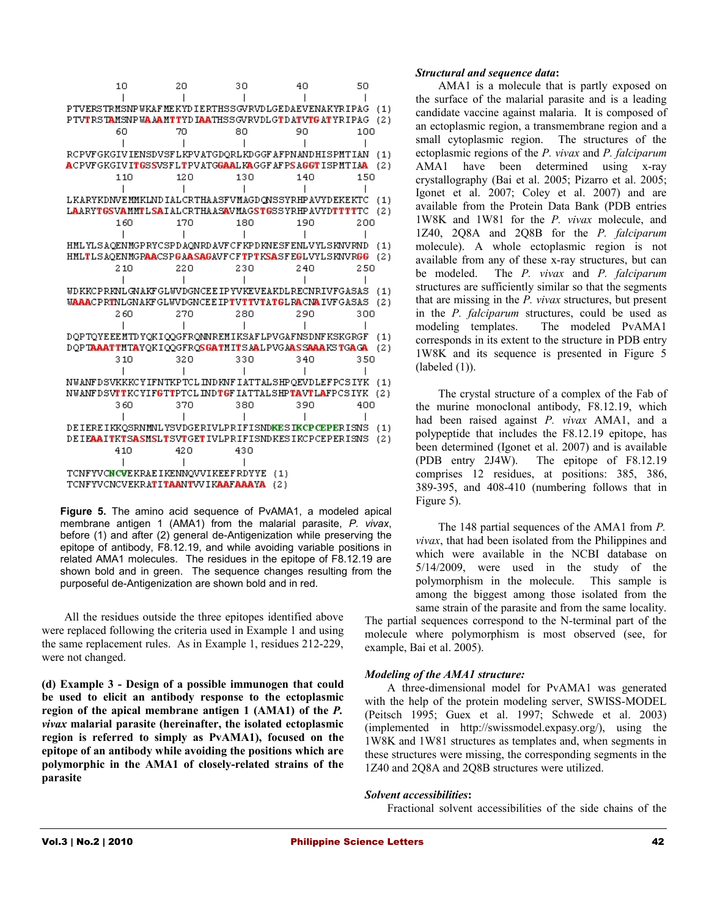```
        10        20        30        40        50
         |         |         |         |         |
PTVERSTRMSNPWKAFMEKYDIERTHSSGVRVDLGEDAEVENAKYRIPAG (1)
PTVTRSTAMSNPWAAAMTTYDIAATHSSGVRVDLGTDATVTGATYRIPAG (2)
        60        70        80        90       100
         |         |         |         |         |
RCPVFGKGIVIENSDVSFLKPVATGDQRLKDGGFAFPNANDHISPMTIAN (1)
ACPVFGKGIVITGSSVSFLTPVATGGAALKAGGFAFPSAGGTISPMTIAA (2)
       110       120       130       140       150
         |         |         |         |         |
LKARYKDNVEMMKLNDIALCRTHAASFVMAGDQNSSYRHPAVYDEKEKTC (1)
LAARYTGSVAMMTLSAIALCRTHAASAVMAGSTGSSYRHPAVYDTTTTTC (2)
       160       170       180       190       200
         |         |         |         |         |
HMLYLSAQENMGPRYCSPDAQNRDAVFCFKPDKNESFENLVYLSKNVRND (1)
HMLTLSAQENMGPAACSPGAASAGAVFCFTPTKSASFEGLVYLSKNVRGG (2)
       210       220       230       240       250
         |         |         |         |         |
WDKKCPRKNLGNAKFGLWVDGNCEEIPYVKEVEAKDLRECNRIVFGASAS (1)
WAAACPRTNLGNAKFGLWVDGNCEEIPTVTTVTATGLRACNAIVFGASAS (2)
       260       270       280       290       300
         |         |         |         |         |
DQPTQYEEEMTDYQKIQQGFRQNNREMIKSAFLPVGAFNSDNFKSKGRGF (1)
DQPTAAATTMTAYQKIQQGFRQSGATMITSAALPVGAASSAAAKSTGAGA (2)
       310       320       330       340       350
         |         |         |         |         |
NWANFDSVKKKCYIFNTKPTCLINDKNFIATTALSHPQEVDLEFPCSIYK (1)
NWANFDSVTTKCYIFGTTPTCLINDTGFIATTALSHPTAVTLAFPCSIYK (2)
       360       370       380       390       400
         |         |         |         |         |
DEIEREIKKQSRNMNLYSVDGERIVLPRIFISNDKESIKCPCEPERISNS (1)
DEIEAAITKTSASMSLTSVTGETIVLPRIFISNDKESIKCPCEPERISNS (2)
       410       420       430
         |         |         |
TCNFYVCNCVEKRAEIKENNQVVIKEEFRDYYE (1)
TCNFYVCNCVEKRATITAANTVVIKAAFAAAYA (2)
```

**Figure 5.** The amino acid sequence of PvAMA1, a modeled apical membrane antigen 1 (AMA1) from the malarial parasite, *P. vivax*, before (1) and after (2) general de-Antigenization while preserving the epitope of antibody, F8.12.19, and while avoiding variable positions in related AMA1 molecules. The residues in the epitope of F8.12.19 are shown bold and in green. The sequence changes resulting from the purposeful de-Antigenization are shown bold and in red.

All the residues outside the three epitopes identified above were replaced following the criteria used in Example 1 and using the same replacement rules. As in Example 1, residues 212-229, were not changed.

**(d) Example 3 - Design of a possible immunogen that could be used to elicit an antibody response to the ectoplasmic region of the apical membrane antigen 1 (AMA1) of the *P. vivax* malarial parasite (hereinafter, the isolated ectoplasmic region is referred to simply as PvAMA1), focused on the epitope of an antibody while avoiding the positions which are polymorphic in the AMA1 of closely-related strains of the parasite**

***Structural and sequence data*:**

AMA1 is a molecule that is partly exposed on the surface of the malarial parasite and is a leading candidate vaccine against malaria. It is composed of an ectoplasmic region, a transmembrane region and a small cytoplasmic region. The structures of the ectoplasmic regions of the *P. vivax* and *P. falciparum* AMA1 have been determined using x-ray crystallography (Bai et al. 2005; Pizarro et al. 2005; Igonet et al. 2007; Coley et al. 2007) and are available from the Protein Data Bank (PDB entries 1W8K and 1W81 for the *P. vivax* molecule, and 1Z40, 2Q8A and 2Q8B for the *P. falciparum* molecule). A whole ectoplasmic region is not available from any of these x-ray structures, but can be modeled. The *P. vivax* and *P. falciparum* structures are sufficiently similar so that the segments that are missing in the *P. vivax* structures, but present in the *P. falciparum* structures, could be used as modeling templates. The modeled PvAMA1 corresponds in its extent to the structure in PDB entry 1W8K and its sequence is presented in Figure 5 (labeled (1)).

The crystal structure of a complex of the Fab of the murine monoclonal antibody, F8.12.19, which had been raised against *P. vivax* AMA1, and a polypeptide that includes the F8.12.19 epitope, has been determined (Igonet et al. 2007) and is available (PDB entry 2J4W). The epitope of F8.12.19 comprises 12 residues, at positions: 385, 386, 389-395, and 408-410 (numbering follows that in Figure 5).

The 148 partial sequences of the AMA1 from *P. vivax*, that had been isolated from the Philippines and which were available in the NCBI database on 5/14/2009, were used in the study of the polymorphism in the molecule. This sample is among the biggest among those isolated from the same strain of the parasite and from the same locality. The partial sequences correspond to the N-terminal part of the molecule where polymorphism is most observed (see, for example, Bai et al. 2005).

***Modeling of the AMA1 structure:***

A three-dimensional model for PvAMA1 was generated with the help of the protein modeling server, SWISS-MODEL (Peitsch 1995; Guex et al. 1997; Schwede et al. 2003) (implemented in http://swissmodel.expasy.org/), using the 1W8K and 1W81 structures as templates and, when segments in these structures were missing, the corresponding segments in the 1Z40 and 2Q8A and 2Q8B structures were utilized.

***Solvent accessibilities*:**

Fractional solvent accessibilities of the side chains of the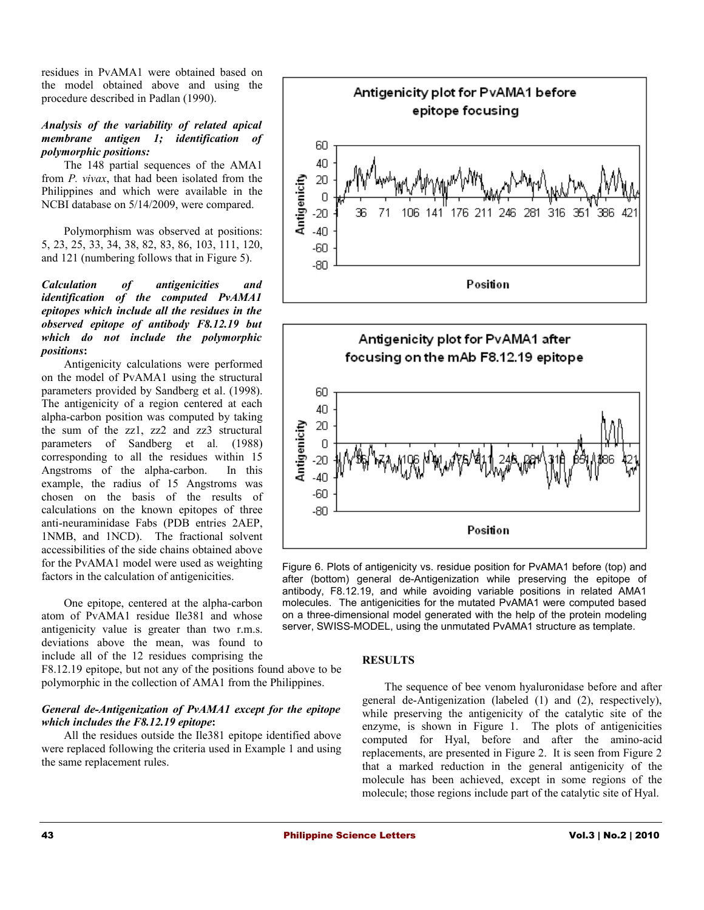residues in PvAMA1 were obtained based on the model obtained above and using the procedure described in Padlan (1990).

***Analysis of the variability of related apical membrane antigen 1; identification of polymorphic positions:***

The 148 partial sequences of the AMA1 from *P. vivax*, that had been isolated from the Philippines and which were available in the NCBI database on 5/14/2009, were compared.

Polymorphism was observed at positions: 5, 23, 25, 33, 34, 38, 82, 83, 86, 103, 111, 120, and 121 (numbering follows that in Figure 5).

***Calculation of antigenicities and identification of the computed PvAMA1 epitopes which include all the residues in the observed epitope of antibody F8.12.19 but which do not include the polymorphic positions*:**

Antigenicity calculations were performed on the model of PvAMA1 using the structural parameters provided by Sandberg et al. (1998). The antigenicity of a region centered at each alpha-carbon position was computed by taking the sum of the zz1, zz2 and zz3 structural parameters of Sandberg et al*.* (1988) corresponding to all the residues within 15 Angstroms of the alpha-carbon. In this example, the radius of 15 Angstroms was chosen on the basis of the results of calculations on the known epitopes of three anti-neuraminidase Fabs (PDB entries 2AEP, 1NMB, and 1NCD). The fractional solvent accessibilities of the side chains obtained above for the PvAMA1 model were used as weighting factors in the calculation of antigenicities.

One epitope, centered at the alpha-carbon atom of PvAMA1 residue Ile381 and whose antigenicity value is greater than two r.m.s. deviations above the mean, was found to include all of the 12 residues comprising the F8.12.19 epitope, but not any of the positions found above to be polymorphic in the collection of AMA1 from the Philippines.

***General de-Antigenization of PvAMA1 except for the epitope which includes the F8.12.19 epitope*:**

All the residues outside the Ile381 epitope identified above were replaced following the criteria used in Example 1 and using the same replacement rules.

Figure 6. Plots of antigenicity vs. residue position for PvAMA1 before (top) and after (bottom) general de-Antigenization while preserving the epitope of antibody, F8.12.19, and while avoiding variable positions in related AMA1 molecules. The antigenicities for the mutated PvAMA1 were computed based on a three-dimensional model generated with the help of the protein modeling server, SWISS-MODEL, using the unmutated PvAMA1 structure as template.

## RESULTS

The sequence of bee venom hyaluronidase before and after general de-Antigenization (labeled (1) and (2), respectively), while preserving the antigenicity of the catalytic site of the enzyme, is shown in Figure 1. The plots of antigenicities computed for Hyal, before and after the amino-acid replacements, are presented in Figure 2. It is seen from Figure 2 that a marked reduction in the general antigenicity of the molecule has been achieved, except in some regions of the molecule; those regions include part of the catalytic site of Hyal.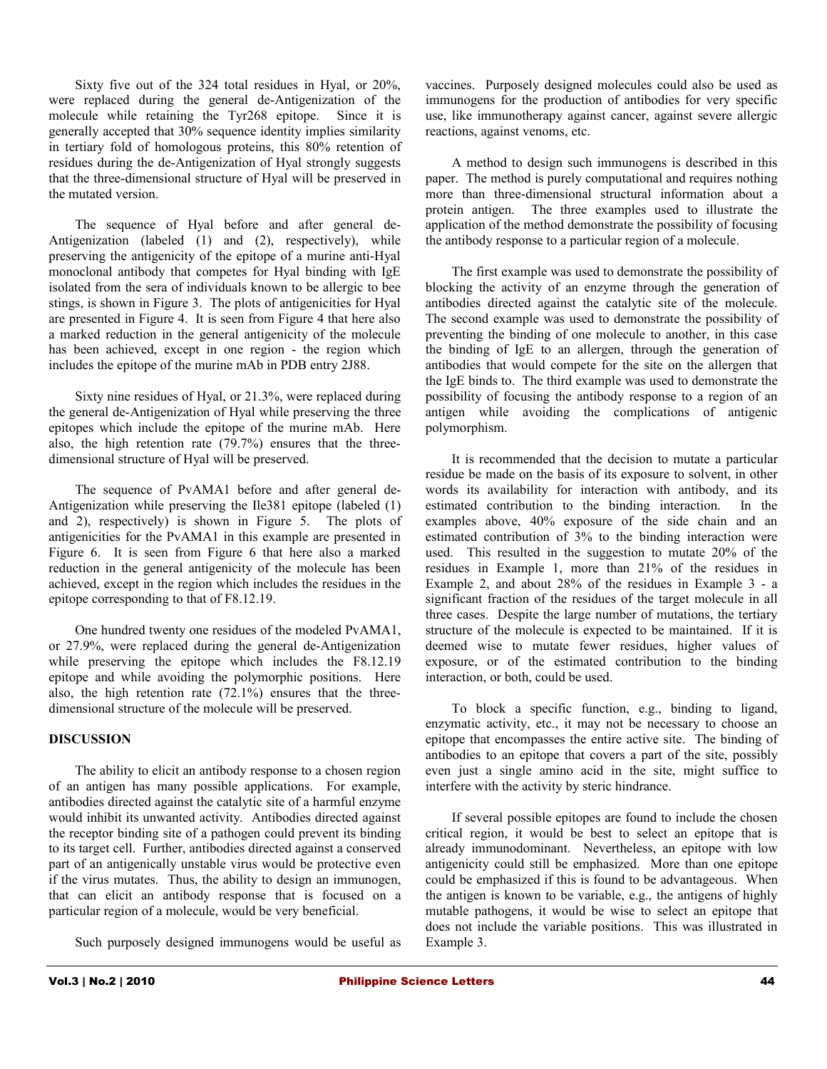Sixty five out of the 324 total residues in Hyal, or 20%, were replaced during the general de-Antigenization of the molecule while retaining the Tyr268 epitope. Since it is generally accepted that 30% sequence identity implies similarity in tertiary fold of homologous proteins, this 80% retention of residues during the de-Antigenization of Hyal strongly suggests that the three-dimensional structure of Hyal will be preserved in the mutated version.

The sequence of Hyal before and after general de-Antigenization (labeled (1) and (2), respectively), while preserving the antigenicity of the epitope of a murine anti-Hyal monoclonal antibody that competes for Hyal binding with IgE isolated from the sera of individuals known to be allergic to bee stings, is shown in Figure 3. The plots of antigenicities for Hyal are presented in Figure 4. It is seen from Figure 4 that here also a marked reduction in the general antigenicity of the molecule has been achieved, except in one region - the region which includes the epitope of the murine mAb in PDB entry 2J88.

Sixty nine residues of Hyal, or 21.3%, were replaced during the general de-Antigenization of Hyal while preserving the three epitopes which include the epitope of the murine mAb. Here also, the high retention rate (79.7%) ensures that the three-dimensional structure of Hyal will be preserved.

The sequence of PvAMA1 before and after general de-Antigenization while preserving the Ile381 epitope (labeled (1) and 2), respectively) is shown in Figure 5. The plots of antigenicities for the PvAMA1 in this example are presented in Figure 6. It is seen from Figure 6 that here also a marked reduction in the general antigenicity of the molecule has been achieved, except in the region which includes the residues in the epitope corresponding to that of F8.12.19.

One hundred twenty one residues of the modeled PvAMA1, or 27.9%, were replaced during the general de-Antigenization while preserving the epitope which includes the F8.12.19 epitope and while avoiding the polymorphic positions. Here also, the high retention rate (72.1%) ensures that the three-dimensional structure of the molecule will be preserved.

## DISCUSSION

The ability to elicit an antibody response to a chosen region of an antigen has many possible applications. For example, antibodies directed against the catalytic site of a harmful enzyme would inhibit its unwanted activity. Antibodies directed against the receptor binding site of a pathogen could prevent its binding to its target cell. Further, antibodies directed against a conserved part of an antigenically unstable virus would be protective even if the virus mutates. Thus, the ability to design an immunogen, that can elicit an antibody response that is focused on a particular region of a molecule, would be very beneficial.

Such purposely designed immunogens would be useful as vaccines. Purposely designed molecules could also be used as immunogens for the production of antibodies for very specific use, like immunotherapy against cancer, against severe allergic reactions, against venoms, etc.

A method to design such immunogens is described in this paper. The method is purely computational and requires nothing more than three-dimensional structural information about a protein antigen. The three examples used to illustrate the application of the method demonstrate the possibility of focusing the antibody response to a particular region of a molecule.

The first example was used to demonstrate the possibility of blocking the activity of an enzyme through the generation of antibodies directed against the catalytic site of the molecule. The second example was used to demonstrate the possibility of preventing the binding of one molecule to another, in this case the binding of IgE to an allergen, through the generation of antibodies that would compete for the site on the allergen that the IgE binds to. The third example was used to demonstrate the possibility of focusing the antibody response to a region of an antigen while avoiding the complications of antigenic polymorphism.

It is recommended that the decision to mutate a particular residue be made on the basis of its exposure to solvent, in other words its availability for interaction with antibody, and its estimated contribution to the binding interaction. In the examples above, 40% exposure of the side chain and an estimated contribution of 3% to the binding interaction were used. This resulted in the suggestion to mutate 20% of the residues in Example 1, more than 21% of the residues in Example 2, and about 28% of the residues in Example 3 - a significant fraction of the residues of the target molecule in all three cases. Despite the large number of mutations, the tertiary structure of the molecule is expected to be maintained. If it is deemed wise to mutate fewer residues, higher values of exposure, or of the estimated contribution to the binding interaction, or both, could be used.

To block a specific function, e.g., binding to ligand, enzymatic activity, etc., it may not be necessary to choose an epitope that encompasses the entire active site. The binding of antibodies to an epitope that covers a part of the site, possibly even just a single amino acid in the site, might suffice to interfere with the activity by steric hindrance.

If several possible epitopes are found to include the chosen critical region, it would be best to select an epitope that is already immunodominant. Nevertheless, an epitope with low antigenicity could still be emphasized. More than one epitope could be emphasized if this is found to be advantageous. When the antigen is known to be variable, e.g., the antigens of highly mutable pathogens, it would be wise to select an epitope that does not include the variable positions. This was illustrated in Example 3.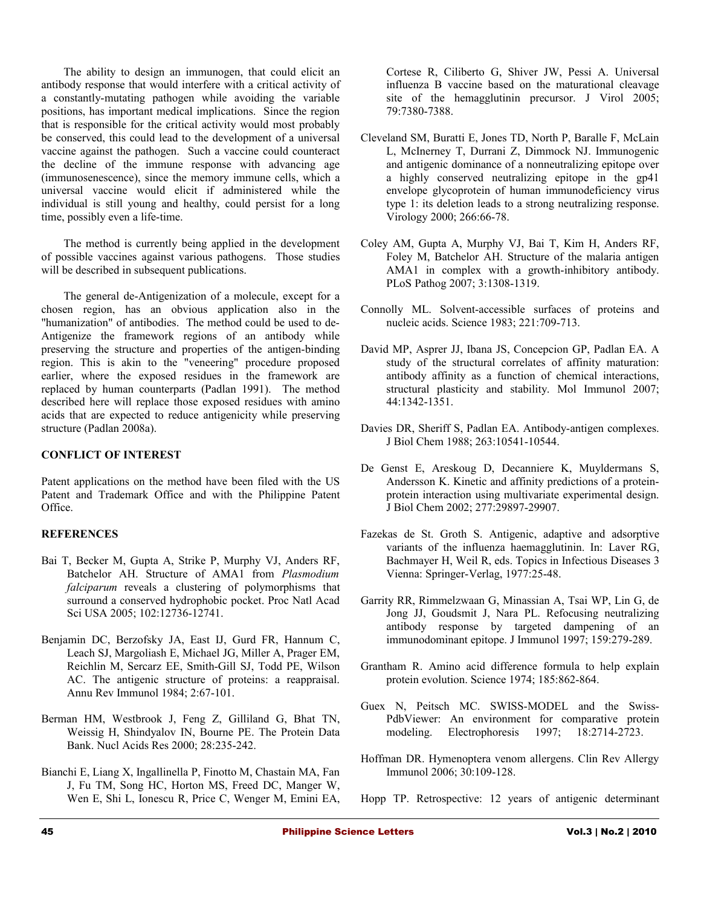The ability to design an immunogen, that could elicit an antibody response that would interfere with a critical activity of a constantly-mutating pathogen while avoiding the variable positions, has important medical implications. Since the region that is responsible for the critical activity would most probably be conserved, this could lead to the development of a universal vaccine against the pathogen. Such a vaccine could counteract the decline of the immune response with advancing age (immunosenescence), since the memory immune cells, which a universal vaccine would elicit if administered while the individual is still young and healthy, could persist for a long time, possibly even a life-time.

The method is currently being applied in the development of possible vaccines against various pathogens. Those studies will be described in subsequent publications.

The general de-Antigenization of a molecule, except for a chosen region, has an obvious application also in the "humanization" of antibodies. The method could be used to de-Antigenize the framework regions of an antibody while preserving the structure and properties of the antigen-binding region. This is akin to the "veneering" procedure proposed earlier, where the exposed residues in the framework are replaced by human counterparts (Padlan 1991). The method described here will replace those exposed residues with amino acids that are expected to reduce antigenicity while preserving structure (Padlan 2008a).

## CONFLICT OF INTEREST

Patent applications on the method have been filed with the US Patent and Trademark Office and with the Philippine Patent Office.

## REFERENCES

Bai T, Becker M, Gupta A, Strike P, Murphy VJ, Anders RF, Batchelor AH. Structure of AMA1 from *Plasmodium falciparum* reveals a clustering of polymorphisms that surround a conserved hydrophobic pocket. Proc Natl Acad Sci USA 2005; 102:12736-12741.

Benjamin DC, Berzofsky JA, East IJ, Gurd FR, Hannum C, Leach SJ, Margoliash E, Michael JG, Miller A, Prager EM, Reichlin M, Sercarz EE, Smith-Gill SJ, Todd PE, Wilson AC. The antigenic structure of proteins: a reappraisal. Annu Rev Immunol 1984; 2:67-101.

Berman HM, Westbrook J, Feng Z, Gilliland G, Bhat TN, Weissig H, Shindyalov IN, Bourne PE. The Protein Data Bank. Nucl Acids Res 2000; 28:235-242.

Bianchi E, Liang X, Ingallinella P, Finotto M, Chastain MA, Fan J, Fu TM, Song HC, Horton MS, Freed DC, Manger W, Wen E, Shi L, Ionescu R, Price C, Wenger M, Emini EA, Cortese R, Ciliberto G, Shiver JW, Pessi A. Universal influenza B vaccine based on the maturational cleavage site of the hemagglutinin precursor. J Virol 2005; 79:7380-7388.

Cleveland SM, Buratti E, Jones TD, North P, Baralle F, McLain L, McInerney T, Durrani Z, Dimmock NJ. Immunogenic and antigenic dominance of a nonneutralizing epitope over a highly conserved neutralizing epitope in the gp41 envelope glycoprotein of human immunodeficiency virus type 1: its deletion leads to a strong neutralizing response. Virology 2000; 266:66-78.

Coley AM, Gupta A, Murphy VJ, Bai T, Kim H, Anders RF, Foley M, Batchelor AH. Structure of the malaria antigen AMA1 in complex with a growth-inhibitory antibody. PLoS Pathog 2007; 3:1308-1319.

Connolly ML. Solvent-accessible surfaces of proteins and nucleic acids. Science 1983; 221:709-713.

David MP, Asprer JJ, Ibana JS, Concepcion GP, Padlan EA. A study of the structural correlates of affinity maturation: antibody affinity as a function of chemical interactions, structural plasticity and stability. Mol Immunol 2007; 44:1342-1351.

Davies DR, Sheriff S, Padlan EA. Antibody-antigen complexes. J Biol Chem 1988; 263:10541-10544.

De Genst E, Areskoug D, Decanniere K, Muyldermans S, Andersson K. Kinetic and affinity predictions of a protein-protein interaction using multivariate experimental design. J Biol Chem 2002; 277:29897-29907.

Fazekas de St. Groth S. Antigenic, adaptive and adsorptive variants of the influenza haemagglutinin. In: Laver RG, Bachmayer H, Weil R, eds. Topics in Infectious Diseases 3 Vienna: Springer-Verlag, 1977:25-48.

Garrity RR, Rimmelzwaan G, Minassian A, Tsai WP, Lin G, de Jong JJ, Goudsmit J, Nara PL. Refocusing neutralizing antibody response by targeted dampening of an immunodominant epitope. J Immunol 1997; 159:279-289.

Grantham R. Amino acid difference formula to help explain protein evolution. Science 1974; 185:862-864.

Guex N, Peitsch MC. SWISS-MODEL and the Swiss-PdbViewer: An environment for comparative protein modeling. Electrophoresis 1997; 18:2714-2723.

Hoffman DR. Hymenoptera venom allergens. Clin Rev Allergy Immunol 2006; 30:109-128.

Hopp TP. Retrospective: 12 years of antigenic determinant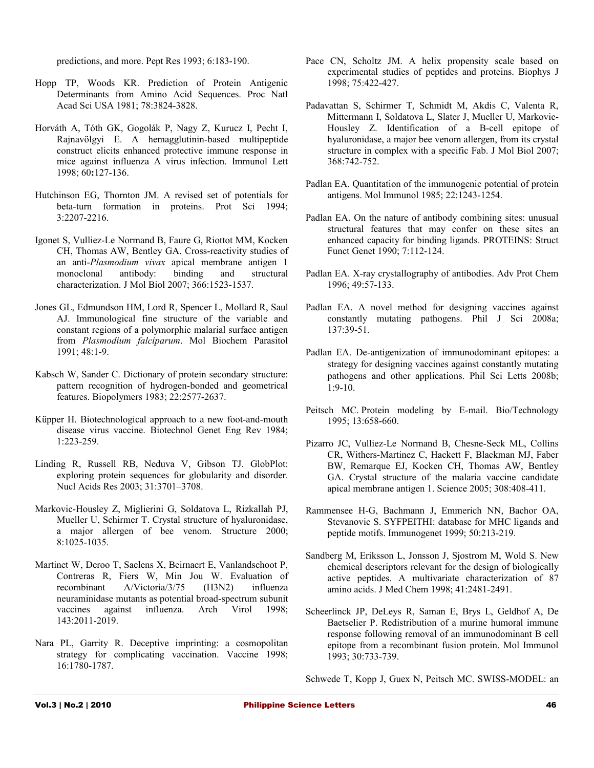predictions, and more. Pept Res 1993; 6:183-190.

Hopp TP, Woods KR. Prediction of Protein Antigenic Determinants from Amino Acid Sequences. Proc Natl Acad Sci USA 1981; 78:3824-3828.

Horváth A, Tóth GK, Gogolák P, Nagy Z, Kurucz I, Pecht I, Rajnavölgyi E. A hemagglutinin-based multipeptide construct elicits enhanced protective immune response in mice against influenza A virus infection. Immunol Lett 1998; 60:127-136.

Hutchinson EG, Thornton JM. A revised set of potentials for beta-turn formation in proteins. Prot Sci 1994; 3:2207-2216.

Igonet S, Vulliez-Le Normand B, Faure G, Riottot MM, Kocken CH, Thomas AW, Bentley GA. Cross-reactivity studies of an anti-*Plasmodium vivax* apical membrane antigen 1 monoclonal antibody: binding and structural characterization. J Mol Biol 2007; 366:1523-1537.

Jones GL, Edmundson HM, Lord R, Spencer L, Mollard R, Saul AJ. Immunological fine structure of the variable and constant regions of a polymorphic malarial surface antigen from *Plasmodium falciparum*. Mol Biochem Parasitol 1991; 48:1-9.

Kabsch W, Sander C. Dictionary of protein secondary structure: pattern recognition of hydrogen-bonded and geometrical features. Biopolymers 1983; 22:2577-2637.

Küpper H. Biotechnological approach to a new foot-and-mouth disease virus vaccine. Biotechnol Genet Eng Rev 1984; 1:223-259.

Linding R, Russell RB, Neduva V, Gibson TJ. GlobPlot: exploring protein sequences for globularity and disorder. Nucl Acids Res 2003; 31:3701–3708.

Markovic-Housley Z, Miglierini G, Soldatova L, Rizkallah PJ, Mueller U, Schirmer T. Crystal structure of hyaluronidase, a major allergen of bee venom. Structure 2000; 8:1025-1035.

Martinet W, Deroo T, Saelens X, Beirnaert E, Vanlandschoot P, Contreras R, Fiers W, Min Jou W. Evaluation of recombinant A/Victoria/3/75 (H3N2) influenza neuraminidase mutants as potential broad-spectrum subunit vaccines against influenza. Arch Virol 1998; 143:2011-2019.

Nara PL, Garrity R. Deceptive imprinting: a cosmopolitan strategy for complicating vaccination. Vaccine 1998; 16:1780-1787.

Pace CN, Scholtz JM. A helix propensity scale based on experimental studies of peptides and proteins. Biophys J 1998; 75:422-427.

Padavattan S, Schirmer T, Schmidt M, Akdis C, Valenta R, Mittermann I, Soldatova L, Slater J, Mueller U, Markovic-Housley Z. Identification of a B-cell epitope of hyaluronidase, a major bee venom allergen, from its crystal structure in complex with a specific Fab. J Mol Biol 2007; 368:742-752.

Padlan EA. Quantitation of the immunogenic potential of protein antigens. Mol Immunol 1985; 22:1243-1254.

Padlan EA. On the nature of antibody combining sites: unusual structural features that may confer on these sites an enhanced capacity for binding ligands. PROTEINS: Struct Funct Genet 1990; 7:112-124.

Padlan EA. X-ray crystallography of antibodies. Adv Prot Chem 1996; 49:57-133.

Padlan EA. A novel method for designing vaccines against constantly mutating pathogens. Phil J Sci 2008a; 137:39-51.

Padlan EA. De-antigenization of immunodominant epitopes: a strategy for designing vaccines against constantly mutating pathogens and other applications. Phil Sci Letts 2008b; 1:9-10.

Peitsch MC. Protein modeling by E-mail. Bio/Technology 1995; 13:658-660.

Pizarro JC, Vulliez-Le Normand B, Chesne-Seck ML, Collins CR, Withers-Martinez C, Hackett F, Blackman MJ, Faber BW, Remarque EJ, Kocken CH, Thomas AW, Bentley GA. Crystal structure of the malaria vaccine candidate apical membrane antigen 1. Science 2005; 308:408-411.

Rammensee H-G, Bachmann J, Emmerich NN, Bachor OA, Stevanovic S. SYFPEITHI: database for MHC ligands and peptide motifs. Immunogenet 1999; 50:213-219.

Sandberg M, Eriksson L, Jonsson J, Sjostrom M, Wold S. New chemical descriptors relevant for the design of biologically active peptides. A multivariate characterization of 87 amino acids. J Med Chem 1998; 41:2481-2491.

Scheerlinck JP, DeLeys R, Saman E, Brys L, Geldhof A, De Baetselier P. Redistribution of a murine humoral immune response following removal of an immunodominant B cell epitope from a recombinant fusion protein. Mol Immunol 1993; 30:733-739.

Schwede T, Kopp J, Guex N, Peitsch MC. SWISS-MODEL: an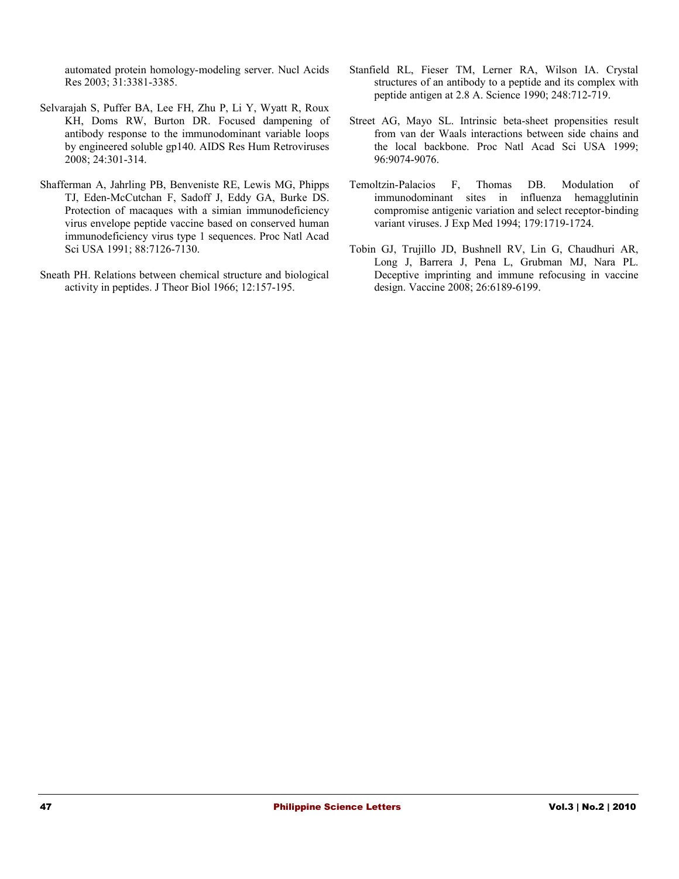automated protein homology-modeling server. Nucl Acids Res 2003; 31:3381-3385.

Selvarajah S, Puffer BA, Lee FH, Zhu P, Li Y, Wyatt R, Roux KH, Doms RW, Burton DR. Focused dampening of antibody response to the immunodominant variable loops by engineered soluble gp140. AIDS Res Hum Retroviruses 2008; 24:301-314.

Shafferman A, Jahrling PB, Benveniste RE, Lewis MG, Phipps TJ, Eden-McCutchan F, Sadoff J, Eddy GA, Burke DS. Protection of macaques with a simian immunodeficiency virus envelope peptide vaccine based on conserved human immunodeficiency virus type 1 sequences. Proc Natl Acad Sci USA 1991; 88:7126-7130.

Sneath PH. Relations between chemical structure and biological activity in peptides. J Theor Biol 1966; 12:157-195.

Stanfield RL, Fieser TM, Lerner RA, Wilson IA. Crystal structures of an antibody to a peptide and its complex with peptide antigen at 2.8 A. Science 1990; 248:712-719.

Street AG, Mayo SL. Intrinsic beta-sheet propensities result from van der Waals interactions between side chains and the local backbone. Proc Natl Acad Sci USA 1999; 96:9074-9076.

Temoltzin-Palacios F, Thomas DB. Modulation of immunodominant sites in influenza hemagglutinin compromise antigenic variation and select receptor-binding variant viruses. J Exp Med 1994; 179:1719-1724.

Tobin GJ, Trujillo JD, Bushnell RV, Lin G, Chaudhuri AR, Long J, Barrera J, Pena L, Grubman MJ, Nara PL. Deceptive imprinting and immune refocusing in vaccine design. Vaccine 2008; 26:6189-6199.